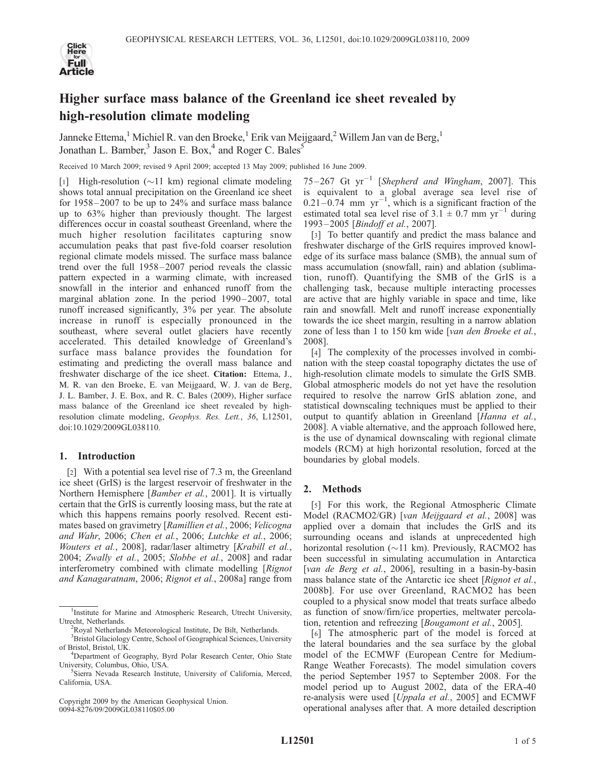# Higher surface mass balance of the Greenland ice sheet revealed by high-resolution climate modeling

Janneke Ettema,[1] Michiel R. van den Broeke,[1] Erik van Meijgaard,[2] Willem Jan van de Berg,[1] Jonathan L. Bamber,[3] Jason E. Box,[4] and Roger C. Bales[5]

Received 10 March 2009; revised 9 April 2009; accepted 13 May 2009; published 16 June 2009.

[1] High-resolution ($\sim$11 km) regional climate modeling shows total annual precipitation on the Greenland ice sheet for 1958–2007 to be up to 24% and surface mass balance up to 63% higher than previously thought. The largest differences occur in coastal southeast Greenland, where the much higher resolution facilitates capturing snow accumulation peaks that past five-fold coarser resolution regional climate models missed. The surface mass balance trend over the full 1958–2007 period reveals the classic pattern expected in a warming climate, with increased snowfall in the interior and enhanced runoff from the marginal ablation zone. In the period 1990–2007, total runoff increased significantly, 3% per year. The absolute increase in runoff is especially pronounced in the southeast, where several outlet glaciers have recently accelerated. This detailed knowledge of Greenland's surface mass balance provides the foundation for estimating and predicting the overall mass balance and freshwater discharge of the ice sheet. **Citation:** Ettema, J., M. R. van den Broeke, E. van Meijgaard, W. J. van de Berg, J. L. Bamber, J. E. Box, and R. C. Bales (2009), Higher surface mass balance of the Greenland ice sheet revealed by high-resolution climate modeling, *Geophys. Res. Lett.*, *36*, L12501, doi:10.1029/2009GL038110.

## 1. Introduction

[2] With a potential sea level rise of 7.3 m, the Greenland ice sheet (GrIS) is the largest reservoir of freshwater in the Northern Hemisphere [*Bamber et al.*, 2001]. It is virtually certain that the GrIS is currently loosing mass, but the rate at which this happens remains poorly resolved. Recent estimates based on gravimetry [*Ramillien et al.*, 2006; *Velicogna and Wahr*, 2006; *Chen et al.*, 2006; *Lutchke et al.*, 2006; *Wouters et al.*, 2008], radar/laser altimetry [*Krabill et al.*, 2004; *Zwally et al.*, 2005; *Slobbe et al.*, 2008] and radar interferometry combined with climate modelling [*Rignot and Kanagaratnam*, 2006; *Rignot et al.*, 2008a] range from 75–267 Gt yr$^{-1}$ [*Shepherd and Wingham*, 2007]. This is equivalent to a global average sea level rise of 0.21–0.74 mm yr$^{-1}$, which is a significant fraction of the estimated total sea level rise of 3.1 $\pm$ 0.7 mm yr$^{-1}$ during 1993–2005 [*Bindoff et al.*, 2007].

[3] To better quantify and predict the mass balance and freshwater discharge of the GrIS requires improved knowledge of its surface mass balance (SMB), the annual sum of mass accumulation (snowfall, rain) and ablation (sublimation, runoff). Quantifying the SMB of the GrIS is a challenging task, because multiple interacting processes are active that are highly variable in space and time, like rain and snowfall. Melt and runoff increase exponentially towards the ice sheet margin, resulting in a narrow ablation zone of less than 1 to 150 km wide [*van den Broeke et al.*, 2008].

[4] The complexity of the processes involved in combination with the steep coastal topography dictates the use of high-resolution climate models to simulate the GrIS SMB. Global atmospheric models do not yet have the resolution required to resolve the narrow GrIS ablation zone, and statistical downscaling techniques must be applied to their output to quantify ablation in Greenland [*Hanna et al.*, 2008]. A viable alternative, and the approach followed here, is the use of dynamical downscaling with regional climate models (RCM) at high horizontal resolution, forced at the boundaries by global models.

## 2. Methods

[5] For this work, the Regional Atmospheric Climate Model (RACMO2/GR) [*van Meijgaard et al.*, 2008] was applied over a domain that includes the GrIS and its surrounding oceans and islands at unprecedented high horizontal resolution ($\sim$11 km). Previously, RACMO2 has been successful in simulating accumulation in Antarctica [*van de Berg et al.*, 2006], resulting in a basin-by-basin mass balance state of the Antarctic ice sheet [*Rignot et al.*, 2008b]. For use over Greenland, RACMO2 has been coupled to a physical snow model that treats surface albedo as function of snow/firn/ice properties, meltwater percolation, retention and refreezing [*Bougamont et al.*, 2005].

[6] The atmospheric part of the model is forced at the lateral boundaries and the sea surface by the global model of the ECMWF (European Centre for Medium-Range Weather Forecasts). The model simulation covers the period September 1957 to September 2008. For the model period up to August 2002, data of the ERA-40 re-analysis were used [*Uppala et al.*, 2005] and ECMWF operational analyses after that. A more detailed description

---

[1] Institute for Marine and Atmospheric Research, Utrecht University, Utrecht, Netherlands.

[2] Royal Netherlands Meteorological Institute, De Bilt, Netherlands.

[3] Bristol Glaciology Centre, School of Geographical Sciences, University of Bristol, Bristol, UK.

[4] Department of Geography, Byrd Polar Research Center, Ohio State University, Columbus, Ohio, USA.

[5] Sierra Nevada Research Institute, University of California, Merced, California, USA.

Copyright 2009 by the American Geophysical Union.
0094-8276/09/2009GL038110$05.00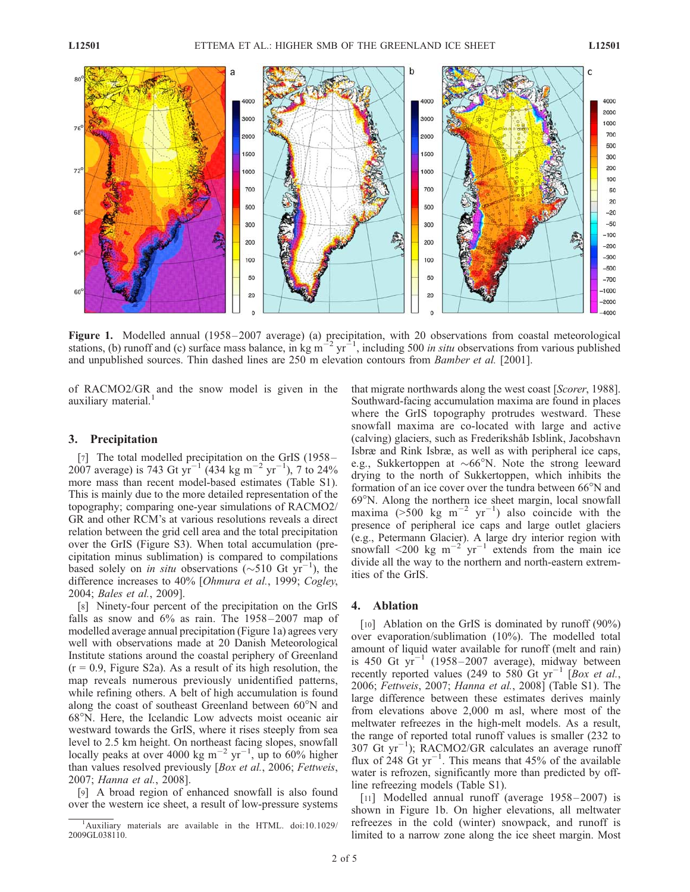**Figure 1.** Modelled annual (1958–2007 average) (a) precipitation, with 20 observations from coastal meteorological stations, (b) runoff and (c) surface mass balance, in kg m$^{-2}$ yr$^{-1}$, including 500 *in situ* observations from various published and unpublished sources. Thin dashed lines are 250 m elevation contours from *Bamber et al.* [2001].

of RACMO2/GR and the snow model is given in the auxiliary material.[1]

## 3. Precipitation

[7] The total modelled precipitation on the GrIS (1958–2007 average) is 743 Gt yr$^{-1}$ (434 kg m$^{-2}$ yr$^{-1}$), 7 to 24% more mass than recent model-based estimates (Table S1). This is mainly due to the more detailed representation of the topography; comparing one-year simulations of RACMO2/GR and other RCM's at various resolutions reveals a direct relation between the grid cell area and the total precipitation over the GrIS (Figure S3). When total accumulation (precipitation minus sublimation) is compared to compilations based solely on *in situ* observations (~510 Gt yr$^{-1}$), the difference increases to 40% [*Ohmura et al.*, 1999; *Cogley*, 2004; *Bales et al.*, 2009].

[8] Ninety-four percent of the precipitation on the GrIS falls as snow and 6% as rain. The 1958–2007 map of modelled average annual precipitation (Figure 1a) agrees very well with observations made at 20 Danish Meteorological Institute stations around the coastal periphery of Greenland ($r = 0.9$, Figure S2a). As a result of its high resolution, the map reveals numerous previously unidentified patterns, while refining others. A belt of high accumulation is found along the coast of southeast Greenland between 60°N and 68°N. Here, the Icelandic Low advects moist oceanic air westward towards the GrIS, where it rises steeply from sea level to 2.5 km height. On northeast facing slopes, snowfall locally peaks at over 4000 kg m$^{-2}$ yr$^{-1}$, up to 60% higher than values resolved previously [*Box et al.*, 2006; *Fettweis*, 2007; *Hanna et al.*, 2008].

[9] A broad region of enhanced snowfall is also found over the western ice sheet, a result of low-pressure systems that migrate northwards along the west coast [*Scorer*, 1988]. Southward-facing accumulation maxima are found in places where the GrIS topography protrudes westward. These snowfall maxima are co-located with large and active (calving) glaciers, such as Frederikshåb Isblink, Jacobshavn Isbræ and Rink Isbræ, as well as with peripheral ice caps, e.g., Sukkertoppen at ~66°N. Note the strong leeward drying to the north of Sukkertoppen, which inhibits the formation of an ice cover over the tundra between 66°N and 69°N. Along the northern ice sheet margin, local snowfall maxima (>500 kg m$^{-2}$ yr$^{-1}$) also coincide with the presence of peripheral ice caps and large outlet glaciers (e.g., Petermann Glacier). A large dry interior region with snowfall <200 kg m$^{-2}$ yr$^{-1}$ extends from the main ice divide all the way to the northern and north-eastern extremities of the GrIS.

## 4. Ablation

[10] Ablation on the GrIS is dominated by runoff (90%) over evaporation/sublimation (10%). The modelled total amount of liquid water available for runoff (melt and rain) is 450 Gt yr$^{-1}$ (1958–2007 average), midway between recently reported values (249 to 580 Gt yr$^{-1}$ [*Box et al.*, 2006; *Fettweis*, 2007; *Hanna et al.*, 2008] (Table S1). The large difference between these estimates derives mainly from elevations above 2,000 m asl, where most of the meltwater refreezes in the high-melt models. As a result, the range of reported total runoff values is smaller (232 to 307 Gt yr$^{-1}$); RACMO2/GR calculates an average runoff flux of 248 Gt yr$^{-1}$. This means that 45% of the available water is refrozen, significantly more than predicted by off-line refreezing models (Table S1).

[11] Modelled annual runoff (average 1958–2007) is shown in Figure 1b. On higher elevations, all meltwater refreezes in the cold (winter) snowpack, and runoff is limited to a narrow zone along the ice sheet margin. Most

[1] Auxiliary materials are available in the HTML. doi:10.1029/2009GL038110.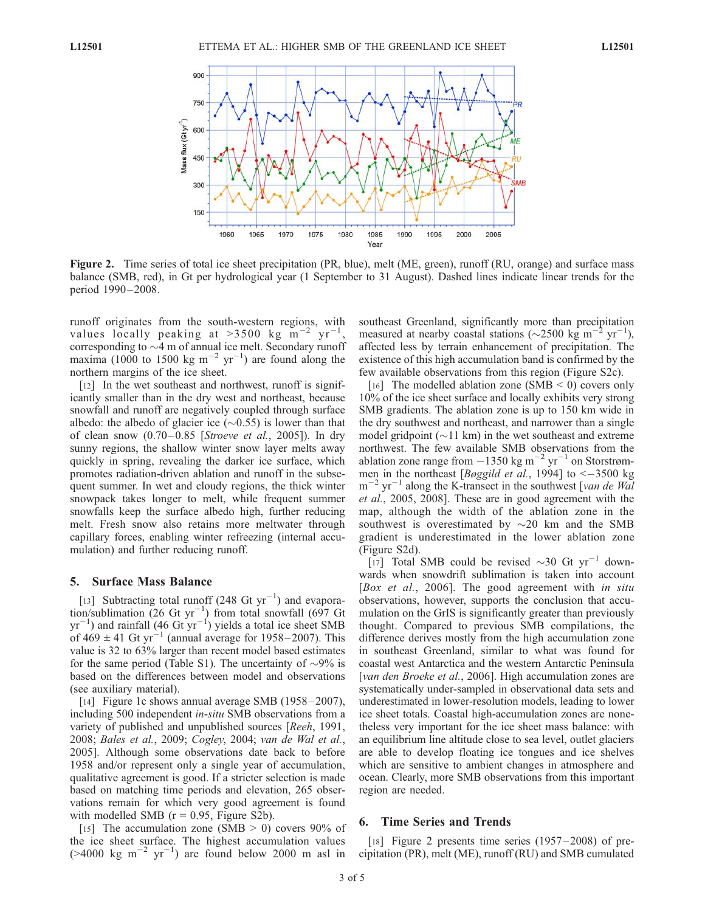**Figure 2.** Time series of total ice sheet precipitation (PR, blue), melt (ME, green), runoff (RU, orange) and surface mass balance (SMB, red), in Gt per hydrological year (1 September to 31 August). Dashed lines indicate linear trends for the period 1990–2008.

runoff originates from the south-western regions, with values locally peaking at >3500 kg m$^{-2}$ yr$^{-1}$, corresponding to ~4 m of annual ice melt. Secondary runoff maxima (1000 to 1500 kg m$^{-2}$ yr$^{-1}$) are found along the northern margins of the ice sheet.

[12] In the wet southeast and northwest, runoff is significantly smaller than in the dry west and northeast, because snowfall and runoff are negatively coupled through surface albedo: the albedo of glacier ice (~0.55) is lower than that of clean snow (0.70–0.85 [*Stroeve et al.*, 2005]). In dry sunny regions, the shallow winter snow layer melts away quickly in spring, revealing the darker ice surface, which promotes radiation-driven ablation and runoff in the subsequent summer. In wet and cloudy regions, the thick winter snowpack takes longer to melt, while frequent summer snowfalls keep the surface albedo high, further reducing melt. Fresh snow also retains more meltwater through capillary forces, enabling winter refreezing (internal accumulation) and further reducing runoff.

## 5. Surface Mass Balance

[13] Subtracting total runoff (248 Gt yr$^{-1}$) and evaporation/sublimation (26 Gt yr$^{-1}$) from total snowfall (697 Gt yr$^{-1}$) and rainfall (46 Gt yr$^{-1}$) yields a total ice sheet SMB of 469 ± 41 Gt yr$^{-1}$ (annual average for 1958–2007). This value is 32 to 63% larger than recent model based estimates for the same period (Table S1). The uncertainty of ~9% is based on the differences between model and observations (see auxiliary material).

[14] Figure 1c shows annual average SMB (1958–2007), including 500 independent *in-situ* SMB observations from a variety of published and unpublished sources [*Reeh*, 1991, 2008; *Bales et al.*, 2009; *Cogley*, 2004; *van de Wal et al.*, 2005]. Although some observations date back to before 1958 and/or represent only a single year of accumulation, qualitative agreement is good. If a stricter selection is made based on matching time periods and elevation, 265 observations remain for which very good agreement is found with modelled SMB (r = 0.95, Figure S2b).

[15] The accumulation zone (SMB > 0) covers 90% of the ice sheet surface. The highest accumulation values (>4000 kg m$^{-2}$ yr$^{-1}$) are found below 2000 m asl in southeast Greenland, significantly more than precipitation measured at nearby coastal stations (~2500 kg m$^{-2}$ yr$^{-1}$), affected less by terrain enhancement of precipitation. The existence of this high accumulation band is confirmed by the few available observations from this region (Figure S2c).

[16] The modelled ablation zone (SMB < 0) covers only 10% of the ice sheet surface and locally exhibits very strong SMB gradients. The ablation zone is up to 150 km wide in the dry southwest and northeast, and narrower than a single model gridpoint (~11 km) in the wet southeast and extreme northwest. The few available SMB observations from the ablation zone range from −1350 kg m$^{-2}$ yr$^{-1}$ on Storstrømmen in the northeast [*Bøggild et al.*, 1994] to <−3500 kg m$^{-2}$ yr$^{-1}$ along the K-transect in the southwest [*van de Wal et al.*, 2005, 2008]. These are in good agreement with the map, although the width of the ablation zone in the southwest is overestimated by ~20 km and the SMB gradient is underestimated in the lower ablation zone (Figure S2d).

[17] Total SMB could be revised ~30 Gt yr$^{-1}$ downwards when snowdrift sublimation is taken into account [*Box et al.*, 2006]. The good agreement with *in situ* observations, however, supports the conclusion that accumulation on the GrIS is significantly greater than previously thought. Compared to previous SMB compilations, the difference derives mostly from the high accumulation zone in southeast Greenland, similar to what was found for coastal west Antarctica and the western Antarctic Peninsula [*van den Broeke et al.*, 2006]. High accumulation zones are systematically under-sampled in observational data sets and underestimated in lower-resolution models, leading to lower ice sheet totals. Coastal high-accumulation zones are nonetheless very important for the ice sheet mass balance: with an equilibrium line altitude close to sea level, outlet glaciers are able to develop floating ice tongues and ice shelves which are sensitive to ambient changes in atmosphere and ocean. Clearly, more SMB observations from this important region are needed.

## 6. Time Series and Trends

[18] Figure 2 presents time series (1957–2008) of precipitation (PR), melt (ME), runoff (RU) and SMB cumulated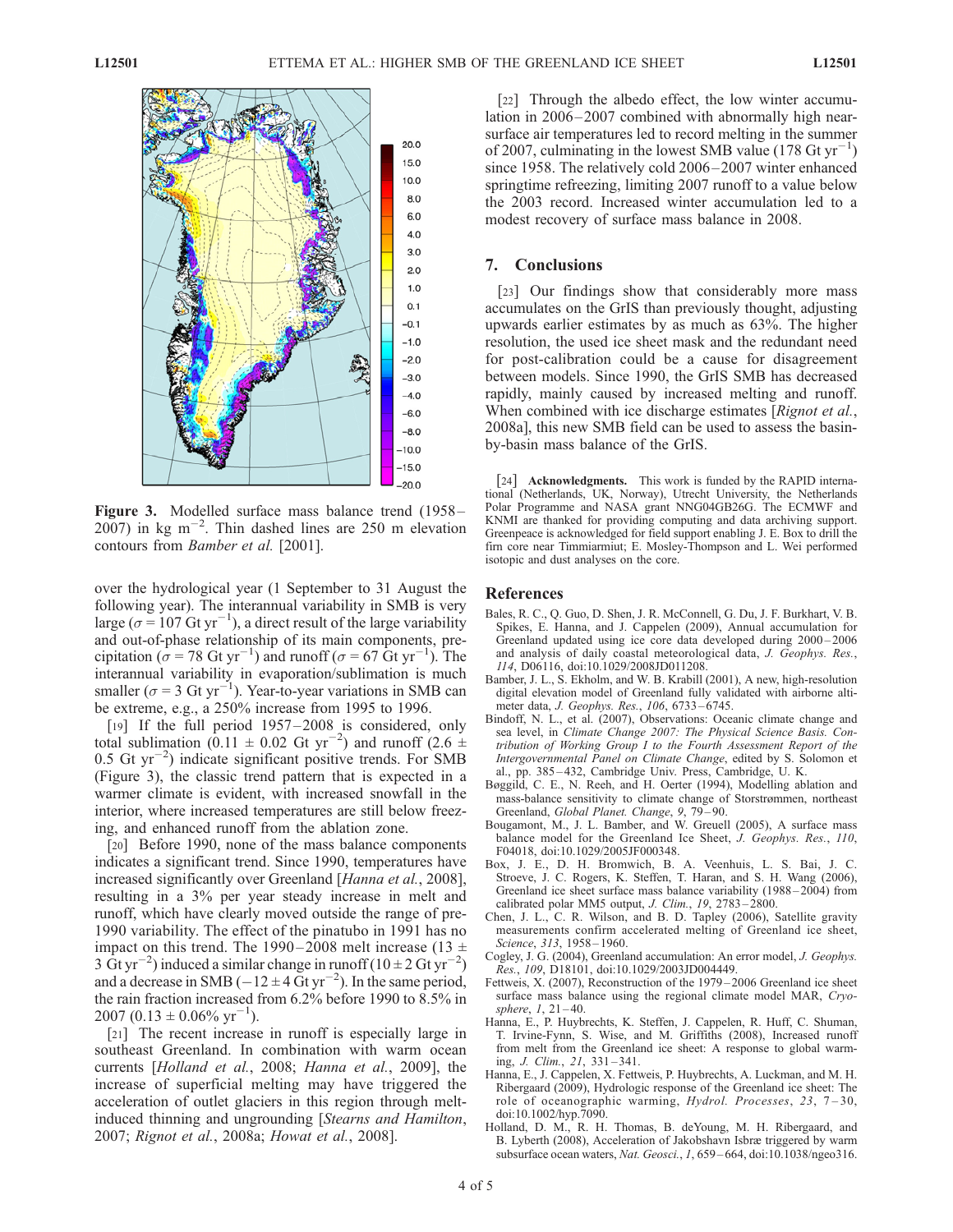Figure 3. Modelled surface mass balance trend (1958–2007) in kg m$^{-2}$. Thin dashed lines are 250 m elevation contours from *Bamber et al.* [2001].

over the hydrological year (1 September to 31 August the following year). The interannual variability in SMB is very large ($\sigma$ = 107 Gt yr$^{-1}$), a direct result of the large variability and out-of-phase relationship of its main components, precipitation ($\sigma$ = 78 Gt yr$^{-1}$) and runoff ($\sigma$ = 67 Gt yr$^{-1}$). The interannual variability in evaporation/sublimation is much smaller ($\sigma$ = 3 Gt yr$^{-1}$). Year-to-year variations in SMB can be extreme, e.g., a 250% increase from 1995 to 1996.

[19] If the full period 1957–2008 is considered, only total sublimation (0.11 ± 0.02 Gt yr$^{-2}$) and runoff (2.6 ± 0.5 Gt yr$^{-2}$) indicate significant positive trends. For SMB (Figure 3), the classic trend pattern that is expected in a warmer climate is evident, with increased snowfall in the interior, where increased temperatures are still below freezing, and enhanced runoff from the ablation zone.

[20] Before 1990, none of the mass balance components indicates a significant trend. Since 1990, temperatures have increased significantly over Greenland [*Hanna et al.*, 2008], resulting in a 3% per year steady increase in melt and runoff, which have clearly moved outside the range of pre-1990 variability. The effect of the pinatubo in 1991 has no impact on this trend. The 1990–2008 melt increase (13 ± 3 Gt yr$^{-2}$) induced a similar change in runoff (10 ± 2 Gt yr$^{-2}$) and a decrease in SMB (−12 ± 4 Gt yr$^{-2}$). In the same period, the rain fraction increased from 6.2% before 1990 to 8.5% in 2007 (0.13 ± 0.06% yr$^{-1}$).

[21] The recent increase in runoff is especially large in southeast Greenland. In combination with warm ocean currents [*Holland et al.*, 2008; *Hanna et al.*, 2009], the increase of superficial melting may have triggered the acceleration of outlet glaciers in this region through melt-induced thinning and ungrounding [*Stearns and Hamilton*, 2007; *Rignot et al.*, 2008a; *Howat et al.*, 2008].

[22] Through the albedo effect, the low winter accumulation in 2006–2007 combined with abnormally high near-surface air temperatures led to record melting in the summer of 2007, culminating in the lowest SMB value (178 Gt yr$^{-1}$) since 1958. The relatively cold 2006–2007 winter enhanced springtime refreezing, limiting 2007 runoff to a value below the 2003 record. Increased winter accumulation led to a modest recovery of surface mass balance in 2008.

## 7. Conclusions

[23] Our findings show that considerably more mass accumulates on the GrIS than previously thought, adjusting upwards earlier estimates by as much as 63%. The higher resolution, the used ice sheet mask and the redundant need for post-calibration could be a cause for disagreement between models. Since 1990, the GrIS SMB has decreased rapidly, mainly caused by increased melting and runoff. When combined with ice discharge estimates [*Rignot et al.*, 2008a], this new SMB field can be used to assess the basin-by-basin mass balance of the GrIS.

[24] **Acknowledgments.** This work is funded by the RAPID international (Netherlands, UK, Norway), Utrecht University, the Netherlands Polar Programme and NASA grant NNG04GB26G. The ECMWF and KNMI are thanked for providing computing and data archiving support. Greenpeace is acknowledged for field support enabling J. E. Box to drill the firn core near Timmiarmiut; E. Mosley-Thompson and L. Wei performed isotopic and dust analyses on the core.

## References

Bales, R. C., Q. Guo, D. Shen, J. R. McConnell, G. Du, J. F. Burkhart, V. B. Spikes, E. Hanna, and J. Cappelen (2009), Annual accumulation for Greenland updated using ice core data developed during 2000–2006 and analysis of daily coastal meteorological data, *J. Geophys. Res.*, *114*, D06116, doi:10.1029/2008JD011208.

Bamber, J. L., S. Ekholm, and W. B. Krabill (2001), A new, high-resolution digital elevation model of Greenland fully validated with airborne altimeter data, *J. Geophys. Res.*, *106*, 6733–6745.

Bindoff, N. L., et al. (2007), Observations: Oceanic climate change and sea level, in *Climate Change 2007: The Physical Science Basis. Contribution of Working Group I to the Fourth Assessment Report of the Intergovernmental Panel on Climate Change*, edited by S. Solomon et al., pp. 385–432, Cambridge Univ. Press, Cambridge, U. K.

Bøggild, C. E., N. Reeh, and H. Oerter (1994), Modelling ablation and mass-balance sensitivity to climate change of Storstrømmen, northeast Greenland, *Global Planet. Change*, *9*, 79–90.

Bougamont, M., J. L. Bamber, and W. Greuell (2005), A surface mass balance model for the Greenland Ice Sheet, *J. Geophys. Res.*, *110*, F04018, doi:10.1029/2005JF000348.

Box, J. E., D. H. Bromwich, B. A. Veenhuis, L. S. Bai, J. C. Stroeve, J. C. Rogers, K. Steffen, T. Haran, and S. H. Wang (2006), Greenland ice sheet surface mass balance variability (1988–2004) from calibrated polar MM5 output, *J. Clim.*, *19*, 2783–2800.

Chen, J. L., C. R. Wilson, and B. D. Tapley (2006), Satellite gravity measurements confirm accelerated melting of Greenland ice sheet, *Science*, *313*, 1958–1960.

Cogley, J. G. (2004), Greenland accumulation: An error model, *J. Geophys. Res.*, *109*, D18101, doi:10.1029/2003JD004449.

Fettweis, X. (2007), Reconstruction of the 1979–2006 Greenland ice sheet surface mass balance using the regional climate model MAR, *Cryosphere*, *1*, 21–40.

Hanna, E., P. Huybrechts, K. Steffen, J. Cappelen, R. Huff, C. Shuman, T. Irvine-Fynn, S. Wise, and M. Griffiths (2008), Increased runoff from melt from the Greenland ice sheet: A response to global warming, *J. Clim.*, *21*, 331–341.

Hanna, E., J. Cappelen, X. Fettweis, P. Huybrechts, A. Luckman, and M. H. Ribergaard (2009), Hydrologic response of the Greenland ice sheet: The role of oceanographic warming, *Hydrol. Processes*, *23*, 7–30, doi:10.1002/hyp.7090.

Holland, D. M., R. H. Thomas, B. deYoung, M. H. Ribergaard, and B. Lyberth (2008), Acceleration of Jakobshavn Isbræ triggered by warm subsurface ocean waters, *Nat. Geosci.*, *1*, 659–664, doi:10.1038/ngeo316.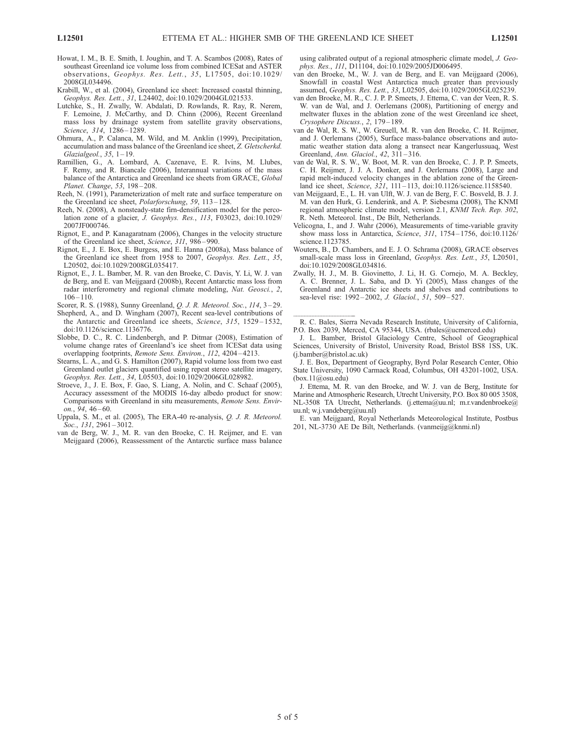Howat, I. M., B. E. Smith, I. Joughin, and T. A. Scambos (2008), Rates of southeast Greenland ice volume loss from combined ICESat and ASTER observations, *Geophys. Res. Lett.*, *35*, L17505, doi:10.1029/2008GL034496.

Krabill, W., et al. (2004), Greenland ice sheet: Increased coastal thinning, *Geophys. Res. Lett.*, *31*, L24402, doi:10.1029/2004GL021533.

Lutchke, S., H. Zwally, W. Abdalati, D. Rowlands, R. Ray, R. Nerem, F. Lemoine, J. McCarthy, and D. Chinn (2006), Recent Greenland mass loss by drainage system from satellite gravity observations, *Science*, *314*, 1286–1289.

Ohmura, A., P. Calanca, M. Wild, and M. Anklin (1999), Precipitation, accumulation and mass balance of the Greenland ice sheet, *Z. Gletscherkd. Glazialgeol.*, *35*, 1–19.

Ramillien, G., A. Lombard, A. Cazenave, E. R. Ivins, M. Llubes, F. Remy, and R. Biancale (2006), Interannual variations of the mass balance of the Antarctica and Greenland ice sheets from GRACE, *Global Planet. Change*, *53*, 198–208.

Reeh, N. (1991), Parameterization of melt rate and surface temperature on the Greenland ice sheet, *Polarforschung*, *59*, 113–128.

Reeh, N. (2008), A nonsteady-state firn-densification model for the percolation zone of a glacier, *J. Geophys. Res.*, *113*, F03023, doi:10.1029/2007JF000746.

Rignot, E., and P. Kanagaratnam (2006), Changes in the velocity structure of the Greenland ice sheet, *Science*, *311*, 986–990.

Rignot, E., J. E. Box, E. Burgess, and E. Hanna (2008a), Mass balance of the Greenland ice sheet from 1958 to 2007, *Geophys. Res. Lett.*, *35*, L20502, doi:10.1029/2008GL035417.

Rignot, E., J. L. Bamber, M. R. van den Broeke, C. Davis, Y. Li, W. J. van de Berg, and E. van Meijgaard (2008b), Recent Antarctic mass loss from radar interferometry and regional climate modeling, *Nat. Geosci.*, *2*, 106–110.

Scorer, R. S. (1988), Sunny Greenland, *Q. J. R. Meteorol. Soc.*, *114*, 3–29.

Shepherd, A., and D. Wingham (2007), Recent sea-level contributions of the Antarctic and Greenland ice sheets, *Science*, *315*, 1529–1532, doi:10.1126/science.1136776.

Slobbe, D. C., R. C. Lindenbergh, and P. Ditmar (2008), Estimation of volume change rates of Greenland's ice sheet from ICESat data using overlapping footprints, *Remote Sens. Environ.*, *112*, 4204–4213.

Stearns, L. A., and G. S. Hamilton (2007), Rapid volume loss from two east Greenland outlet glaciers quantified using repeat stereo satellite imagery, *Geophys. Res. Lett.*, *34*, L05503, doi:10.1029/2006GL028982.

Stroeve, J., J. E. Box, F. Gao, S. Liang, A. Nolin, and C. Schaaf (2005), Accuracy assessment of the MODIS 16-day albedo product for snow: Comparisons with Greenland in situ measurements, *Remote Sens. Environ.*, *94*, 46–60.

Uppala, S. M., et al. (2005), The ERA-40 re-analysis, *Q. J. R. Meteorol. Soc.*, *131*, 2961–3012.

van de Berg, W. J., M. R. van den Broeke, C. H. Reijmer, and E. van Meijgaard (2006), Reassessment of the Antarctic surface mass balance using calibrated output of a regional atmospheric climate model, *J. Geophys. Res.*, *111*, D11104, doi:10.1029/2005JD006495.

van den Broeke, M., W. J. van de Berg, and E. van Meijgaard (2006), Snowfall in coastal West Antarctica much greater than previously assumed, *Geophys. Res. Lett.*, *33*, L02505, doi:10.1029/2005GL025239.

van den Broeke, M. R., C. J. P. P. Smeets, J. Ettema, C. van der Veen, R. S. W. van de Wal, and J. Oerlemans (2008), Partitioning of energy and meltwater fluxes in the ablation zone of the west Greenland ice sheet, *Crysophere Discuss.*, *2*, 179–189.

van de Wal, R. S. W., W. Greuell, M. R. van den Broeke, C. H. Reijmer, and J. Oerlemans (2005), Surface mass-balance observations and automatic weather station data along a transect near Kangerlussuaq, West Greenland, *Ann. Glaciol.*, *42*, 311–316.

van de Wal, R. S. W., W. Boot, M. R. van den Broeke, C. J. P. P. Smeets, C. H. Reijmer, J. J. A. Donker, and J. Oerlemans (2008), Large and rapid melt-induced velocity changes in the ablation zone of the Greenland ice sheet, *Science*, *321*, 111–113, doi:10.1126/science.1158540.

van Meijgaard, E., L. H. van Ulft, W. J. van de Berg, F. C. Bosveld, B. J. J. M. van den Hurk, G. Lenderink, and A. P. Siebesma (2008), The KNMI regional atmospheric climate model, version 2.1, *KNMI Tech. Rep. 302*, R. Neth. Meteorol. Inst., De Bilt, Netherlands.

Velicogna, I., and J. Wahr (2006), Measurements of time-variable gravity show mass loss in Antarctica, *Science*, *311*, 1754–1756, doi:10.1126/science.1123785.

Wouters, B., D. Chambers, and E. J. O. Schrama (2008), GRACE observes small-scale mass loss in Greenland, *Geophys. Res. Lett.*, *35*, L20501, doi:10.1029/2008GL034816.

Zwally, H. J., M. B. Giovinetto, J. Li, H. G. Cornejo, M. A. Beckley, A. C. Brenner, J. L. Saba, and D. Yi (2005), Mass changes of the Greenland and Antarctic ice sheets and shelves and contributions to sea-level rise: 1992–2002, *J. Glaciol.*, *51*, 509–527.

---

R. C. Bales, Sierra Nevada Research Institute, University of California, P.O. Box 2039, Merced, CA 95344, USA. (rbales@ucmerced.edu)

J. L. Bamber, Bristol Glaciology Centre, School of Geographical Sciences, University of Bristol, University Road, Bristol BS8 1SS, UK. (j.bamber@bristol.ac.uk)

J. E. Box, Department of Geography, Byrd Polar Research Center, Ohio State University, 1090 Carmack Road, Columbus, OH 43201-1002, USA. (box.11@osu.edu)

J. Ettema, M. R. van den Broeke, and W. J. van de Berg, Institute for Marine and Atmospheric Research, Utrecht University, P.O. Box 80 005 3508, NL-3508 TA Utrecht, Netherlands. (j.ettema@uu.nl; m.r.vandenbroeke@uu.nl; w.j.vandeberg@uu.nl)

E. van Meijgaard, Royal Netherlands Meteorological Institute, Postbus 201, NL-3730 AE De Bilt, Netherlands. (vanmeijg@knmi.nl)